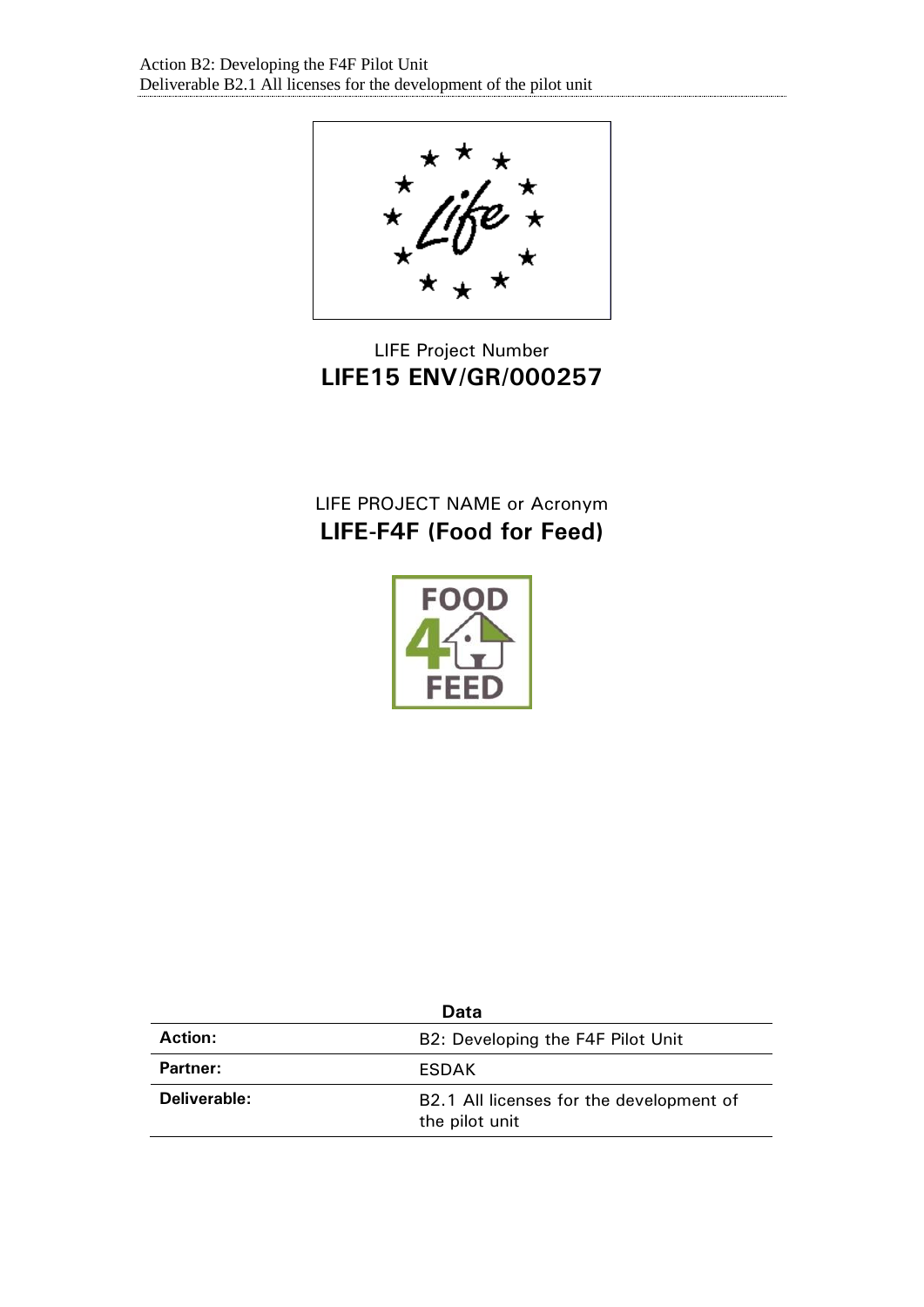LIFE Project Number

**LIFE15 ENV/GR/000257**

LIFE PROJECT NAME or Acronym

**LIFE-F4F (Food for Feed)**

| Data | |
|---|---|
| **Action:** | B2: Developing the F4F Pilot Unit |
| **Partner:** | ESDAK |
| **Deliverable:** | B2.1 All licenses for the development of the pilot unit |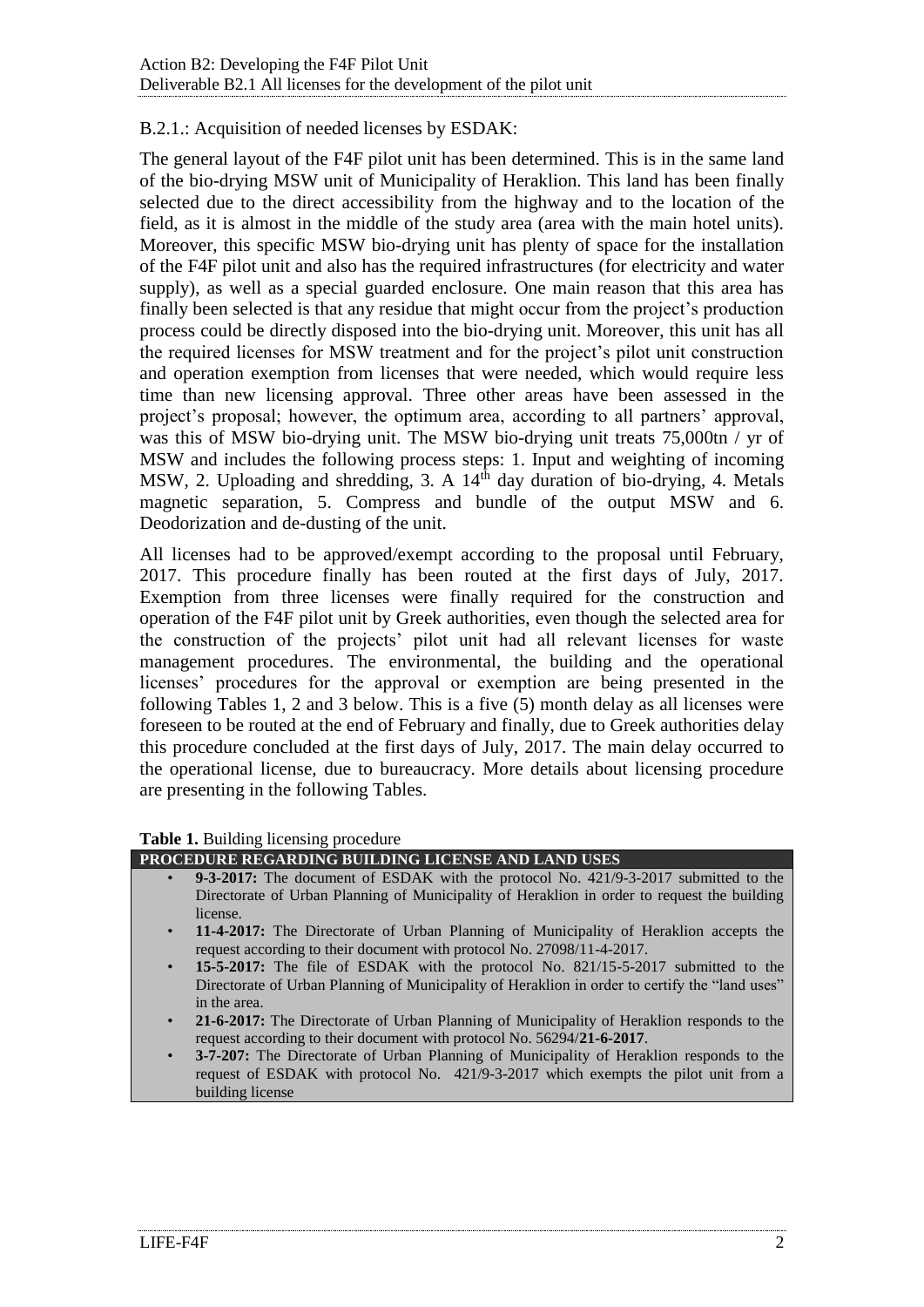B.2.1.: Acquisition of needed licenses by ESDAK:

The general layout of the F4F pilot unit has been determined. This is in the same land of the bio-drying MSW unit of Municipality of Heraklion. This land has been finally selected due to the direct accessibility from the highway and to the location of the field, as it is almost in the middle of the study area (area with the main hotel units). Moreover, this specific MSW bio-drying unit has plenty of space for the installation of the F4F pilot unit and also has the required infrastructures (for electricity and water supply), as well as a special guarded enclosure. One main reason that this area has finally been selected is that any residue that might occur from the project's production process could be directly disposed into the bio-drying unit. Moreover, this unit has all the required licenses for MSW treatment and for the project's pilot unit construction and operation exemption from licenses that were needed, which would require less time than new licensing approval. Three other areas have been assessed in the project's proposal; however, the optimum area, according to all partners' approval, was this of MSW bio-drying unit. The MSW bio-drying unit treats 75,000tn / yr of MSW and includes the following process steps: 1. Input and weighting of incoming MSW, 2. Uploading and shredding, 3. A 14th day duration of bio-drying, 4. Metals magnetic separation, 5. Compress and bundle of the output MSW and 6. Deodorization and de-dusting of the unit.

All licenses had to be approved/exempt according to the proposal until February, 2017. This procedure finally has been routed at the first days of July, 2017. Exemption from three licenses were finally required for the construction and operation of the F4F pilot unit by Greek authorities, even though the selected area for the construction of the projects' pilot unit had all relevant licenses for waste management procedures. The environmental, the building and the operational licenses' procedures for the approval or exemption are being presented in the following Tables 1, 2 and 3 below. This is a five (5) month delay as all licenses were foreseen to be routed at the end of February and finally, due to Greek authorities delay this procedure concluded at the first days of July, 2017. The main delay occurred to the operational license, due to bureaucracy. More details about licensing procedure are presenting in the following Tables.

**Table 1.** Building licensing procedure

| PROCEDURE REGARDING BUILDING LICENSE AND LAND USES |
|---|
| • **9-3-2017:** The document of ESDAK with the protocol No. 421/9-3-2017 submitted to the Directorate of Urban Planning of Municipality of Heraklion in order to request the building license.<br>• **11-4-2017:** The Directorate of Urban Planning of Municipality of Heraklion accepts the request according to their document with protocol No. 27098/11-4-2017.<br>• **15-5-2017:** The file of ESDAK with the protocol No. 821/15-5-2017 submitted to the Directorate of Urban Planning of Municipality of Heraklion in order to certify the "land uses" in the area.<br>• **21-6-2017:** The Directorate of Urban Planning of Municipality of Heraklion responds to the request according to their document with protocol No. 56294/**21-6-2017**.<br>• **3-7-207:** The Directorate of Urban Planning of Municipality of Heraklion responds to the request of ESDAK with protocol No. 421/9-3-2017 which exempts the pilot unit from a building license |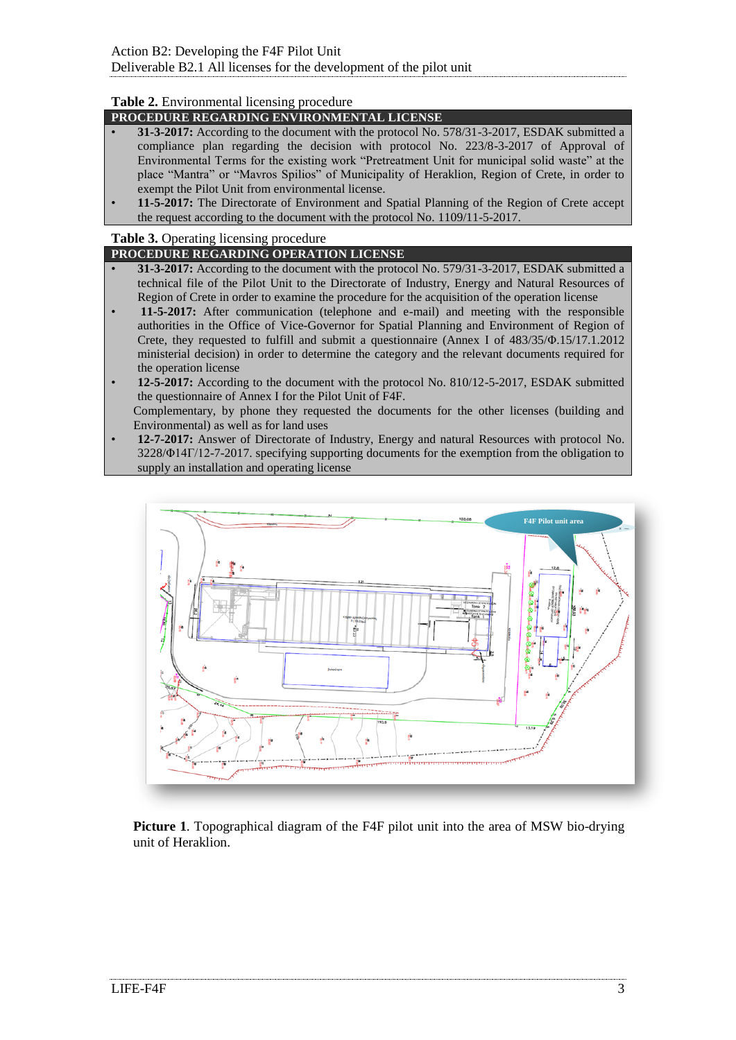**Table 2.** Environmental licensing procedure

| PROCEDURE REGARDING ENVIRONMENTAL LICENSE |
|---|
| • **31-3-2017:** According to the document with the protocol No. 578/31-3-2017, ESDAK submitted a compliance plan regarding the decision with protocol No. 223/8-3-2017 of Approval of Environmental Terms for the existing work "Pretreatment Unit for municipal solid waste" at the place "Mantra" or "Mavros Spilios" of Municipality of Heraklion, Region of Crete, in order to exempt the Pilot Unit from environmental license. |
| • **11-5-2017:** The Directorate of Environment and Spatial Planning of the Region of Crete accept the request according to the document with the protocol No. 1109/11-5-2017. |

**Table 3.** Operating licensing procedure

| PROCEDURE REGARDING OPERATION LICENSE |
|---|
| • **31-3-2017:** According to the document with the protocol No. 579/31-3-2017, ESDAK submitted a technical file of the Pilot Unit to the Directorate of Industry, Energy and Natural Resources of Region of Crete in order to examine the procedure for the acquisition of the operation license |
| • **11-5-2017:** After communication (telephone and e-mail) and meeting with the responsible authorities in the Office of Vice-Governor for Spatial Planning and Environment of Region of Crete, they requested to fulfill and submit a questionnaire (Annex I of 483/35/Φ.15/17.1.2012 ministerial decision) in order to determine the category and the relevant documents required for the operation license |
| • **12-5-2017:** According to the document with the protocol No. 810/12-5-2017, ESDAK submitted the questionnaire of Annex I for the Pilot Unit of F4F. Complementary, by phone they requested the documents for the other licenses (building and Environmental) as well as for land uses |
| • **12-7-2017:** Answer of Directorate of Industry, Energy and natural Resources with protocol No. 3228/Φ14Γ/12-7-2017. specifying supporting documents for the exemption from the obligation to supply an installation and operating license |

F4F Pilot unit area

**Picture 1**. Topographical diagram of the F4F pilot unit into the area of MSW bio-drying unit of Heraklion.